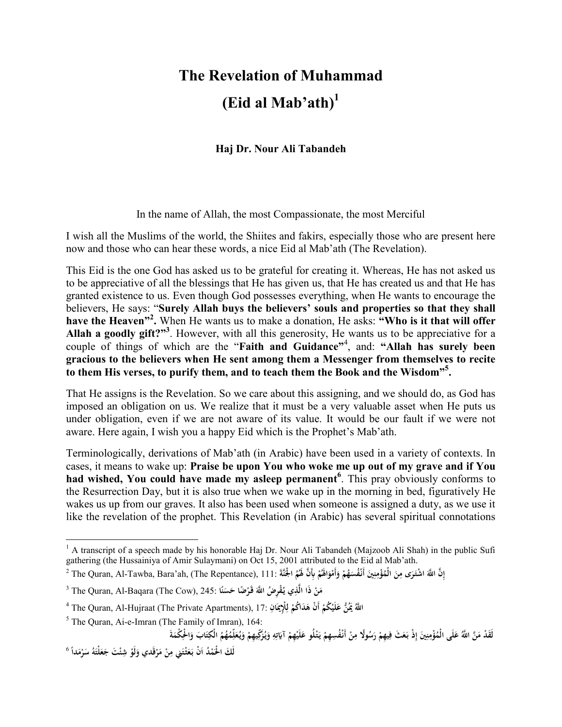# The Revelation of Muhammad (Eid al Mab'ath)[1]

**Haj Dr. Nour Ali Tabandeh**

In the name of Allah, the most Compassionate, the most Merciful

I wish all the Muslims of the world, the Shiites and fakirs, especially those who are present here now and those who can hear these words, a nice Eid al Mab'ath (The Revelation).

This Eid is the one God has asked us to be grateful for creating it. Whereas, He has not asked us to be appreciative of all the blessings that He has given us, that He has created us and that He has granted existence to us. Even though God possesses everything, when He wants to encourage the believers, He says: "**Surely Allah buys the believers' souls and properties so that they shall have the Heaven"[2].** When He wants us to make a donation, He asks: **"Who is it that will offer Allah a goodly gift?"[3]**. However, with all this generosity, He wants us to be appreciative for a couple of things of which are the "**Faith and Guidance"**[4], and: **"Allah has surely been gracious to the believers when He sent among them a Messenger from themselves to recite to them His verses, to purify them, and to teach them the Book and the Wisdom"[5].**

That He assigns is the Revelation. So we care about this assigning, and we should do, as God has imposed an obligation on us. We realize that it must be a very valuable asset when He puts us under obligation, even if we are not aware of its value. It would be our fault if we were not aware. Here again, I wish you a happy Eid which is the Prophet's Mab'ath.

Terminologically, derivations of Mab'ath (in Arabic) have been used in a variety of contexts. In cases, it means to wake up: **Praise be upon You who woke me up out of my grave and if You had wished, You could have made my asleep permanent[6]**. This pray obviously conforms to the Resurrection Day, but it is also true when we wake up in the morning in bed, figuratively He wakes us up from our graves. It also has been used when someone is assigned a duty, as we use it like the revelation of the prophet. This Revelation (in Arabic) has several spiritual connotations

---

[1] A transcript of a speech made by his honorable Haj Dr. Nour Ali Tabandeh (Majzoob Ali Shah) in the public Sufi gathering (the Hussainiya of Amir Sulaymani) on Oct 15, 2001 attributed to the Eid al Mab'ath.

[2] The Quran, Al-Tawba, Bara'ah, (The Repentance), 111: إِنَّ اللَّهَ اشْتَرَى مِنَ الْمُؤْمِنِينَ أَنْفُسَهُمْ وَأَمْوَالَهُمْ بِأَنَّ لَهُمُ الْجَنَّةَ

[3] The Quran, Al-Baqara (The Cow), 245: مَنْ ذَا الَّذِي يُقْرِضُ اللَّهَ قَرْضًا حَسَنًا

[4] The Quran, Al-Hujraat (The Private Apartments), 17: اللَّهُ يَمُنُّ عَلَيْكُمْ أَنْ هَدَاكُمْ لِلْإِيمَانِ

[5] The Quran, Ai-e-Imran (The Family of Imran), 164:
لَقَدْ مَنَّ اللَّهُ عَلَى الْمُؤْمِنِينَ إِذْ بَعَثَ فِيهِمْ رَسُولًا مِنْ أَنْفُسِهِمْ يَتْلُو عَلَيْهِمْ آيَاتِهِ وَيُزَكِّيهِمْ وَيُعَلِّمُهُمُ الْكِتَابَ وَالْحِكْمَةَ

[6] لَكَ الْحَمْدُ اَنْ بَعَثْتَنِي مِنْ مَرْقَدِي وَلَوْ شِئْتَ جَعَلْتَهُ سَرْمَداً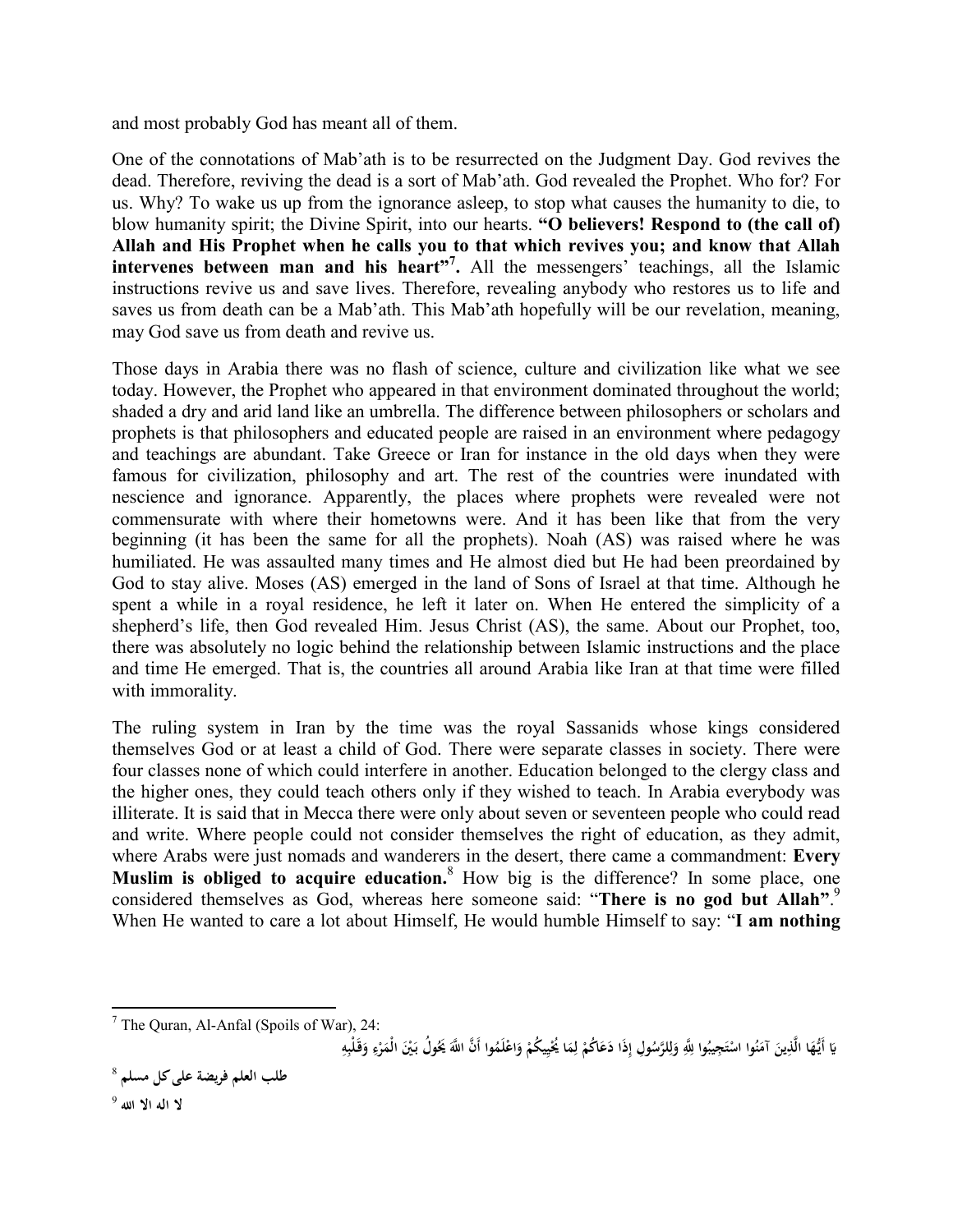and most probably God has meant all of them.

One of the connotations of Mab'ath is to be resurrected on the Judgment Day. God revives the dead. Therefore, reviving the dead is a sort of Mab'ath. God revealed the Prophet. Who for? For us. Why? To wake us up from the ignorance asleep, to stop what causes the humanity to die, to blow humanity spirit; the Divine Spirit, into our hearts. **"O believers! Respond to (the call of) Allah and His Prophet when he calls you to that which revives you; and know that Allah intervenes between man and his heart"[7].** All the messengers' teachings, all the Islamic instructions revive us and save lives. Therefore, revealing anybody who restores us to life and saves us from death can be a Mab'ath. This Mab'ath hopefully will be our revelation, meaning, may God save us from death and revive us.

Those days in Arabia there was no flash of science, culture and civilization like what we see today. However, the Prophet who appeared in that environment dominated throughout the world; shaded a dry and arid land like an umbrella. The difference between philosophers or scholars and prophets is that philosophers and educated people are raised in an environment where pedagogy and teachings are abundant. Take Greece or Iran for instance in the old days when they were famous for civilization, philosophy and art. The rest of the countries were inundated with nescience and ignorance. Apparently, the places where prophets were revealed were not commensurate with where their hometowns were. And it has been like that from the very beginning (it has been the same for all the prophets). Noah (AS) was raised where he was humiliated. He was assaulted many times and He almost died but He had been preordained by God to stay alive. Moses (AS) emerged in the land of Sons of Israel at that time. Although he spent a while in a royal residence, he left it later on. When He entered the simplicity of a shepherd's life, then God revealed Him. Jesus Christ (AS), the same. About our Prophet, too, there was absolutely no logic behind the relationship between Islamic instructions and the place and time He emerged. That is, the countries all around Arabia like Iran at that time were filled with immorality.

The ruling system in Iran by the time was the royal Sassanids whose kings considered themselves God or at least a child of God. There were separate classes in society. There were four classes none of which could interfere in another. Education belonged to the clergy class and the higher ones, they could teach others only if they wished to teach. In Arabia everybody was illiterate. It is said that in Mecca there were only about seven or seventeen people who could read and write. Where people could not consider themselves the right of education, as they admit, where Arabs were just nomads and wanderers in the desert, there came a commandment: **Every Muslim is obliged to acquire education.**[8] How big is the difference? In some place, one considered themselves as God, whereas here someone said: "**There is no god but Allah**".[9] When He wanted to care a lot about Himself, He would humble Himself to say: "**I am nothing**

---

[7] The Quran, Al-Anfal (Spoils of War), 24:

يَا أَيُّهَا الَّذِينَ آمَنُوا اسْتَجِيبُوا لِلَّهِ وَلِلرَّسُولِ إِذَا دَعَاكُمْ لِمَا يُحْيِيكُمْ وَاعْلَمُوا أَنَّ اللَّهَ يَحُولُ بَيْنَ الْمَرْءِ وَقَلْبِهِ

[8] **طلب العلم فريضة على كل مسلم**

[9] **لا اله الا الله**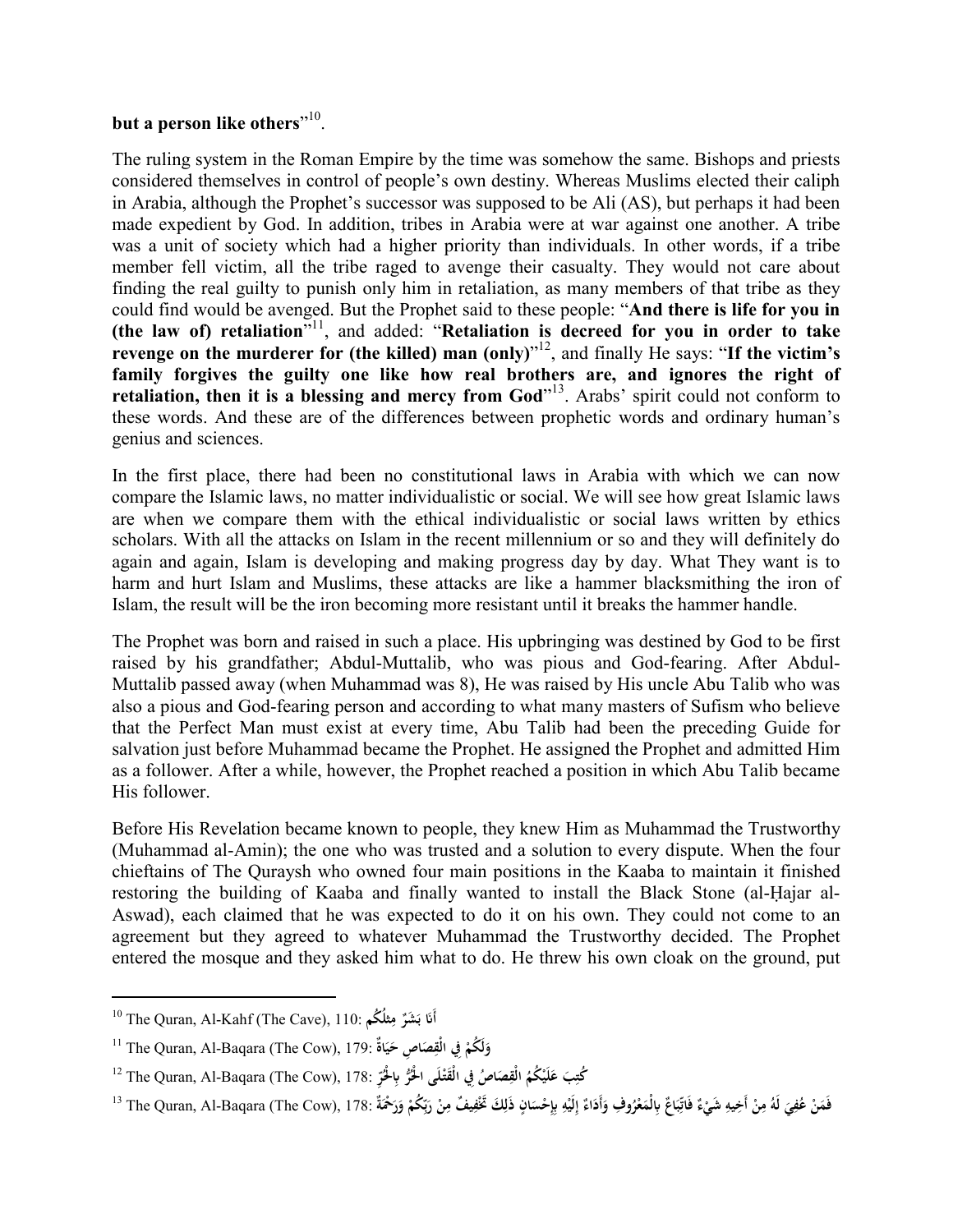**but a person like others**"[10].

The ruling system in the Roman Empire by the time was somehow the same. Bishops and priests considered themselves in control of people's own destiny. Whereas Muslims elected their caliph in Arabia, although the Prophet's successor was supposed to be Ali (AS), but perhaps it had been made expedient by God. In addition, tribes in Arabia were at war against one another. A tribe was a unit of society which had a higher priority than individuals. In other words, if a tribe member fell victim, all the tribe raged to avenge their casualty. They would not care about finding the real guilty to punish only him in retaliation, as many members of that tribe as they could find would be avenged. But the Prophet said to these people: "**And there is life for you in (the law of) retaliation**"[11], and added: "**Retaliation is decreed for you in order to take revenge on the murderer for (the killed) man (only)**"[12], and finally He says: "**If the victim's family forgives the guilty one like how real brothers are, and ignores the right of retaliation, then it is a blessing and mercy from God**"[13]. Arabs' spirit could not conform to these words. And these are of the differences between prophetic words and ordinary human's genius and sciences.

In the first place, there had been no constitutional laws in Arabia with which we can now compare the Islamic laws, no matter individualistic or social. We will see how great Islamic laws are when we compare them with the ethical individualistic or social laws written by ethics scholars. With all the attacks on Islam in the recent millennium or so and they will definitely do again and again, Islam is developing and making progress day by day. What They want is to harm and hurt Islam and Muslims, these attacks are like a hammer blacksmithing the iron of Islam, the result will be the iron becoming more resistant until it breaks the hammer handle.

The Prophet was born and raised in such a place. His upbringing was destined by God to be first raised by his grandfather; Abdul-Muttalib, who was pious and God-fearing. After Abdul-Muttalib passed away (when Muhammad was 8), He was raised by His uncle Abu Talib who was also a pious and God-fearing person and according to what many masters of Sufism who believe that the Perfect Man must exist at every time, Abu Talib had been the preceding Guide for salvation just before Muhammad became the Prophet. He assigned the Prophet and admitted Him as a follower. After a while, however, the Prophet reached a position in which Abu Talib became His follower.

Before His Revelation became known to people, they knew Him as Muhammad the Trustworthy (Muhammad al-Amin); the one who was trusted and a solution to every dispute. When the four chieftains of The Quraysh who owned four main positions in the Kaaba to maintain it finished restoring the building of Kaaba and finally wanted to install the Black Stone (al-Ḥajar al-Aswad), each claimed that he was expected to do it on his own. They could not come to an agreement but they agreed to whatever Muhammad the Trustworthy decided. The Prophet entered the mosque and they asked him what to do. He threw his own cloak on the ground, put

---

[10] The Quran, Al-Kahf (The Cave), 110: أَنَا بَشَرٌ مِثْلُكُم

[11] The Quran, Al-Baqara (The Cow), 179: وَلَكُمْ فِي الْقِصَاصِ حَيَاةٌ

[12] The Quran, Al-Baqara (The Cow), 178: كُتِبَ عَلَيْكُمُ الْقِصَاصُ فِي الْقَتْلَى الْحُرُّ بِالْحُرِّ

[13] The Quran, Al-Baqara (The Cow), 178: فَمَنْ عُفِيَ لَهُ مِنْ أَخِيهِ شَيْءٌ فَاتِّبَاعٌ بِالْمَعْرُوفِ وَأَدَاءٌ إِلَيْهِ بِإِحْسَانٍ ذَلِكَ تَخْفِيفٌ مِنْ رَبِّكُمْ وَرَحْمَةٌ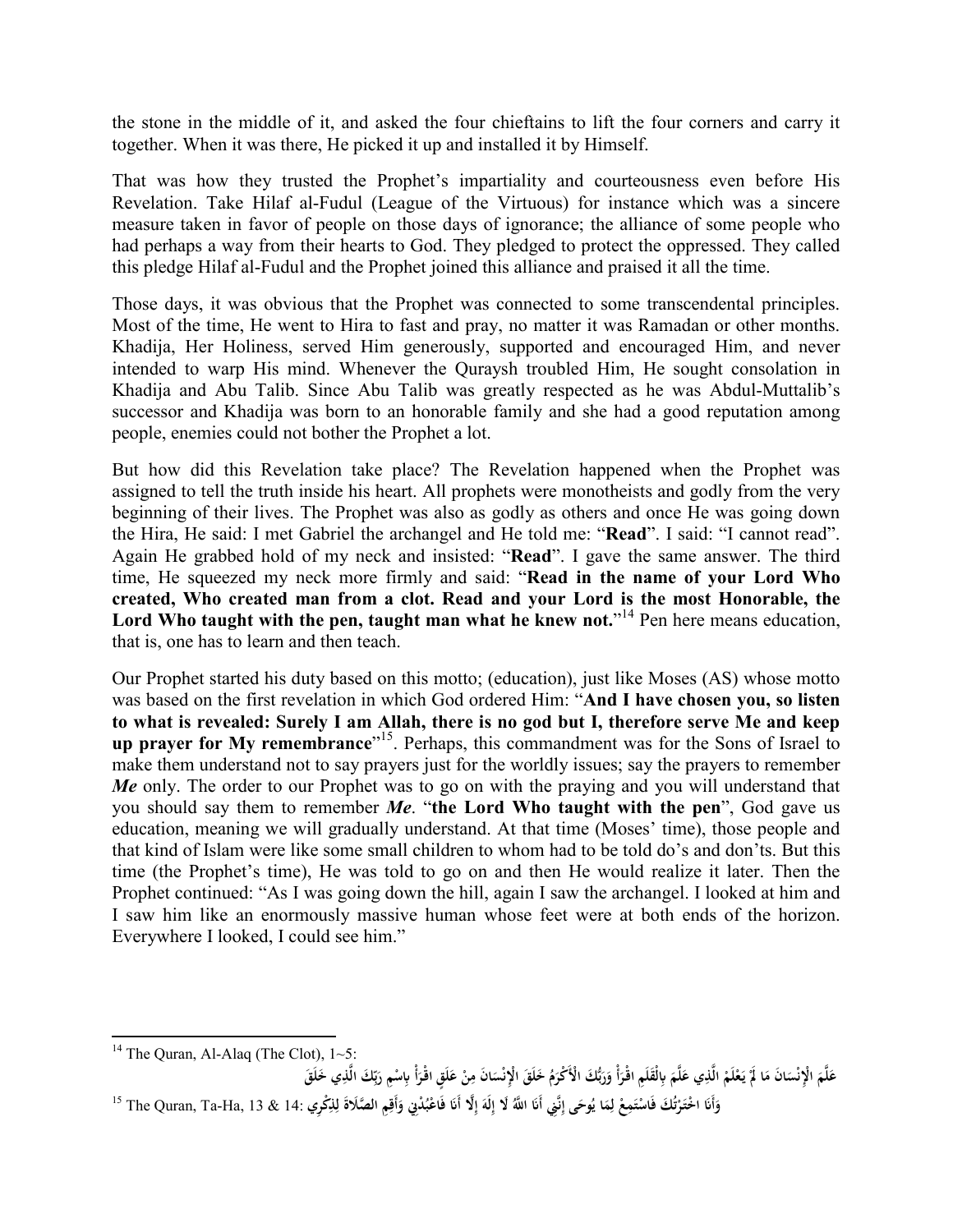the stone in the middle of it, and asked the four chieftains to lift the four corners and carry it together. When it was there, He picked it up and installed it by Himself.

That was how they trusted the Prophet's impartiality and courteousness even before His Revelation. Take Hilaf al-Fudul (League of the Virtuous) for instance which was a sincere measure taken in favor of people on those days of ignorance; the alliance of some people who had perhaps a way from their hearts to God. They pledged to protect the oppressed. They called this pledge Hilaf al-Fudul and the Prophet joined this alliance and praised it all the time.

Those days, it was obvious that the Prophet was connected to some transcendental principles. Most of the time, He went to Hira to fast and pray, no matter it was Ramadan or other months. Khadija, Her Holiness, served Him generously, supported and encouraged Him, and never intended to warp His mind. Whenever the Quraysh troubled Him, He sought consolation in Khadija and Abu Talib. Since Abu Talib was greatly respected as he was Abdul-Muttalib's successor and Khadija was born to an honorable family and she had a good reputation among people, enemies could not bother the Prophet a lot.

But how did this Revelation take place? The Revelation happened when the Prophet was assigned to tell the truth inside his heart. All prophets were monotheists and godly from the very beginning of their lives. The Prophet was also as godly as others and once He was going down the Hira, He said: I met Gabriel the archangel and He told me: "**Read**". I said: "I cannot read". Again He grabbed hold of my neck and insisted: "**Read**". I gave the same answer. The third time, He squeezed my neck more firmly and said: "**Read in the name of your Lord Who created, Who created man from a clot. Read and your Lord is the most Honorable, the Lord Who taught with the pen, taught man what he knew not.**"[14] Pen here means education, that is, one has to learn and then teach.

Our Prophet started his duty based on this motto; (education), just like Moses (AS) whose motto was based on the first revelation in which God ordered Him: "**And I have chosen you, so listen to what is revealed: Surely I am Allah, there is no god but I, therefore serve Me and keep up prayer for My remembrance**"[15]. Perhaps, this commandment was for the Sons of Israel to make them understand not to say prayers just for the worldly issues; say the prayers to remember ***Me*** only. The order to our Prophet was to go on with the praying and you will understand that you should say them to remember ***Me***. "**the Lord Who taught with the pen**", God gave us education, meaning we will gradually understand. At that time (Moses' time), those people and that kind of Islam were like some small children to whom had to be told do's and don'ts. But this time (the Prophet's time), He was told to go on and then He would realize it later. Then the Prophet continued: "As I was going down the hill, again I saw the archangel. I looked at him and I saw him like an enormously massive human whose feet were at both ends of the horizon. Everywhere I looked, I could see him."

---

[14] The Quran, Al-Alaq (The Clot), 1~5:
اقْرَأْ بِاسْمِ رَبِّكَ الَّذِي خَلَقَ خَلَقَ الْإِنْسَانَ مِنْ عَلَقٍ اقْرَأْ وَرَبُّكَ الْأَكْرَمُ الَّذِي عَلَّمَ بِالْقَلَمِ عَلَّمَ الْإِنْسَانَ مَا لَمْ يَعْلَمْ

[15] The Quran, Ta-Ha, 13 & 14: وَأَنَا اخْتَرْتُكَ فَاسْتَمِعْ لِمَا يُوحَى إِنَّنِي أَنَا اللَّهُ لَا إِلَهَ إِلَّا أَنَا فَاعْبُدْنِي وَأَقِمِ الصَّلَاةَ لِذِكْرِي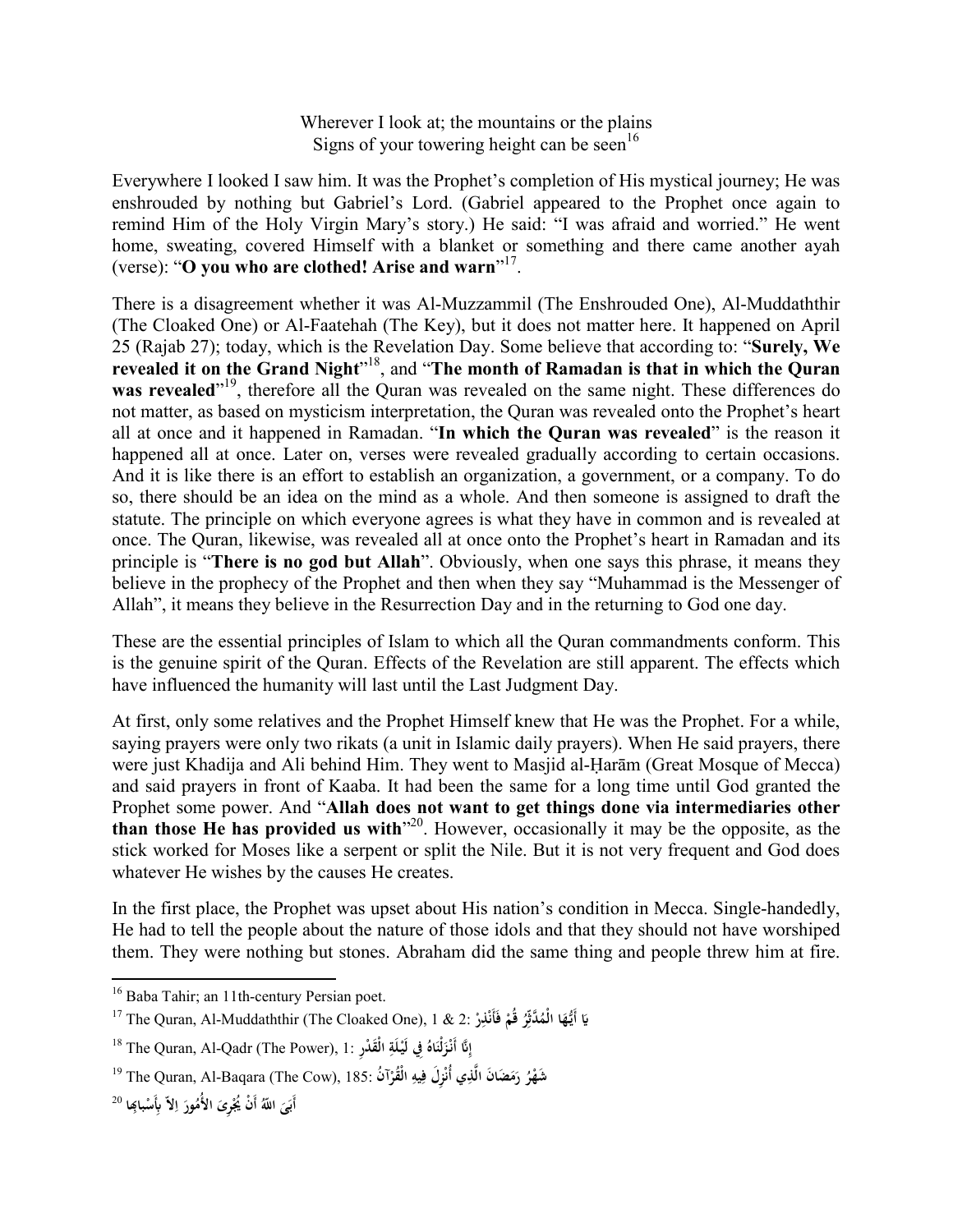Wherever I look at; the mountains or the plains
Signs of your towering height can be seen[16]

Everywhere I looked I saw him. It was the Prophet's completion of His mystical journey; He was enshrouded by nothing but Gabriel's Lord. (Gabriel appeared to the Prophet once again to remind Him of the Holy Virgin Mary's story.) He said: "I was afraid and worried." He went home, sweating, covered Himself with a blanket or something and there came another ayah (verse): "**O you who are clothed! Arise and warn**"[17].

There is a disagreement whether it was Al-Muzzammil (The Enshrouded One), Al-Muddaththir (The Cloaked One) or Al-Faatehah (The Key), but it does not matter here. It happened on April 25 (Rajab 27); today, which is the Revelation Day. Some believe that according to: "**Surely, We revealed it on the Grand Night**"[18], and "**The month of Ramadan is that in which the Quran was revealed**"[19], therefore all the Quran was revealed on the same night. These differences do not matter, as based on mysticism interpretation, the Quran was revealed onto the Prophet's heart all at once and it happened in Ramadan. "**In which the Quran was revealed**" is the reason it happened all at once. Later on, verses were revealed gradually according to certain occasions. And it is like there is an effort to establish an organization, a government, or a company. To do so, there should be an idea on the mind as a whole. And then someone is assigned to draft the statute. The principle on which everyone agrees is what they have in common and is revealed at once. The Quran, likewise, was revealed all at once onto the Prophet's heart in Ramadan and its principle is "**There is no god but Allah**". Obviously, when one says this phrase, it means they believe in the prophecy of the Prophet and then when they say "Muhammad is the Messenger of Allah", it means they believe in the Resurrection Day and in the returning to God one day.

These are the essential principles of Islam to which all the Quran commandments conform. This is the genuine spirit of the Quran. Effects of the Revelation are still apparent. The effects which have influenced the humanity will last until the Last Judgment Day.

At first, only some relatives and the Prophet Himself knew that He was the Prophet. For a while, saying prayers were only two rikats (a unit in Islamic daily prayers). When He said prayers, there were just Khadija and Ali behind Him. They went to Masjid al-Ḥarām (Great Mosque of Mecca) and said prayers in front of Kaaba. It had been the same for a long time until God granted the Prophet some power. And "**Allah does not want to get things done via intermediaries other than those He has provided us with**"[20]. However, occasionally it may be the opposite, as the stick worked for Moses like a serpent or split the Nile. But it is not very frequent and God does whatever He wishes by the causes He creates.

In the first place, the Prophet was upset about His nation's condition in Mecca. Single-handedly, He had to tell the people about the nature of those idols and that they should not have worshiped them. They were nothing but stones. Abraham did the same thing and people threw him at fire.

---

[16] Baba Tahir; an 11th-century Persian poet.

[17] The Quran, Al-Muddaththir (The Cloaked One), 1 & 2: يَا أَيُّهَا الْمُدَّثِّرُ قُمْ فَأَنْذِرْ

[18] The Quran, Al-Qadr (The Power), 1: إِنَّا أَنْزَلْنَاهُ فِي لَيْلَةِ الْقَدْرِ

[19] The Quran, Al-Baqara (The Cow), 185: شَهْرُ رَمَضَانَ الَّذِي أُنْزِلَ فِيهِ الْقُرْآنُ

[20] أَبَى اللهُ أَنْ يُجْرِيَ الأُمُورَ اِلاّ بِأَسْبابِها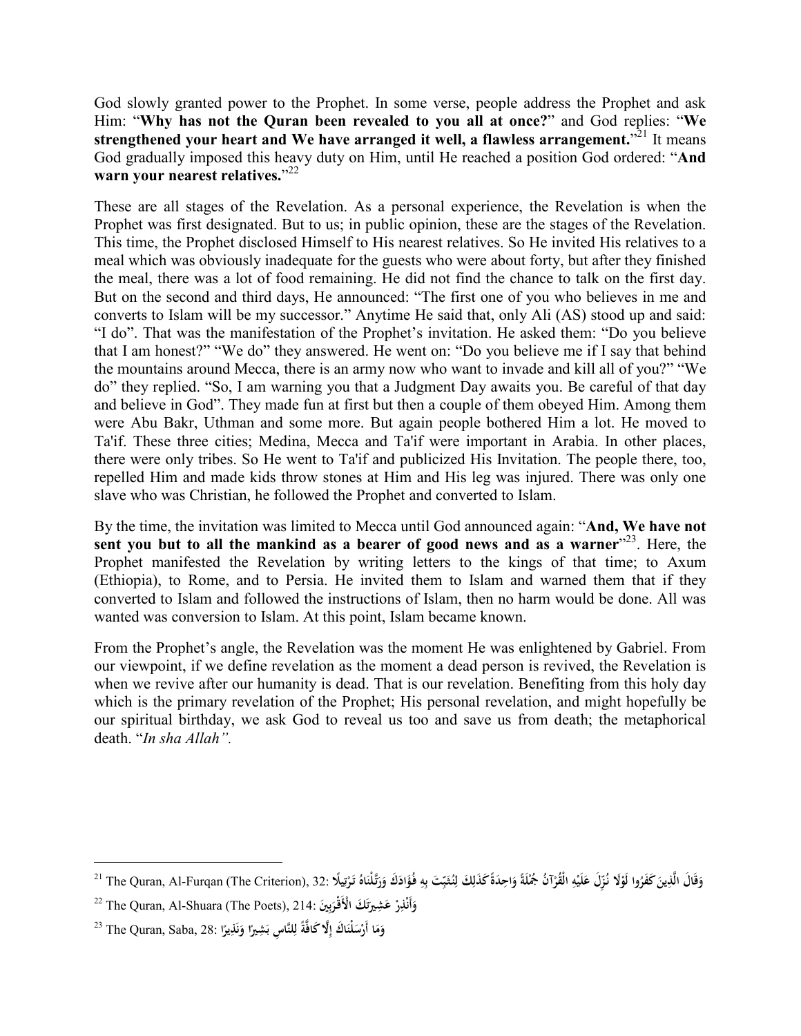God slowly granted power to the Prophet. In some verse, people address the Prophet and ask Him: "**Why has not the Quran been revealed to you all at once?**" and God replies: "**We strengthened your heart and We have arranged it well, a flawless arrangement.**"[21] It means God gradually imposed this heavy duty on Him, until He reached a position God ordered: "**And warn your nearest relatives.**"[22]

These are all stages of the Revelation. As a personal experience, the Revelation is when the Prophet was first designated. But to us; in public opinion, these are the stages of the Revelation. This time, the Prophet disclosed Himself to His nearest relatives. So He invited His relatives to a meal which was obviously inadequate for the guests who were about forty, but after they finished the meal, there was a lot of food remaining. He did not find the chance to talk on the first day. But on the second and third days, He announced: "The first one of you who believes in me and converts to Islam will be my successor." Anytime He said that, only Ali (AS) stood up and said: "I do". That was the manifestation of the Prophet's invitation. He asked them: "Do you believe that I am honest?" "We do" they answered. He went on: "Do you believe me if I say that behind the mountains around Mecca, there is an army now who want to invade and kill all of you?" "We do" they replied. "So, I am warning you that a Judgment Day awaits you. Be careful of that day and believe in God". They made fun at first but then a couple of them obeyed Him. Among them were Abu Bakr, Uthman and some more. But again people bothered Him a lot. He moved to Ta'if. These three cities; Medina, Mecca and Ta'if were important in Arabia. In other places, there were only tribes. So He went to Ta'if and publicized His Invitation. The people there, too, repelled Him and made kids throw stones at Him and His leg was injured. There was only one slave who was Christian, he followed the Prophet and converted to Islam.

By the time, the invitation was limited to Mecca until God announced again: "**And, We have not sent you but to all the mankind as a bearer of good news and as a warner**"[23]. Here, the Prophet manifested the Revelation by writing letters to the kings of that time; to Axum (Ethiopia), to Rome, and to Persia. He invited them to Islam and warned them that if they converted to Islam and followed the instructions of Islam, then no harm would be done. All was wanted was conversion to Islam. At this point, Islam became known.

From the Prophet's angle, the Revelation was the moment He was enlightened by Gabriel. From our viewpoint, if we define revelation as the moment a dead person is revived, the Revelation is when we revive after our humanity is dead. That is our revelation. Benefiting from this holy day which is the primary revelation of the Prophet; His personal revelation, and might hopefully be our spiritual birthday, we ask God to reveal us too and save us from death; the metaphorical death. "*In sha Allah".*

---

[21] The Quran, Al-Furqan (The Criterion), 32: وَقَالَ الَّذِينَ كَفَرُوا لَوْلَا نُزِّلَ عَلَيْهِ الْقُرْآنُ جُمْلَةً وَاحِدَةً كَذَلِكَ لِنُثَبِّتَ بِهِ فُؤَادَكَ وَرَتَّلْنَاهُ تَرْتِيلًا

[22] The Quran, Al-Shuara (The Poets), 214: وَأَنْذِرْ عَشِيرَتَكَ الْأَقْرَبِينَ

[23] The Quran, Saba, 28: وَمَا أَرْسَلْنَاكَ إِلَّا كَافَّةً لِلنَّاسِ بَشِيرًا وَنَذِيرًا